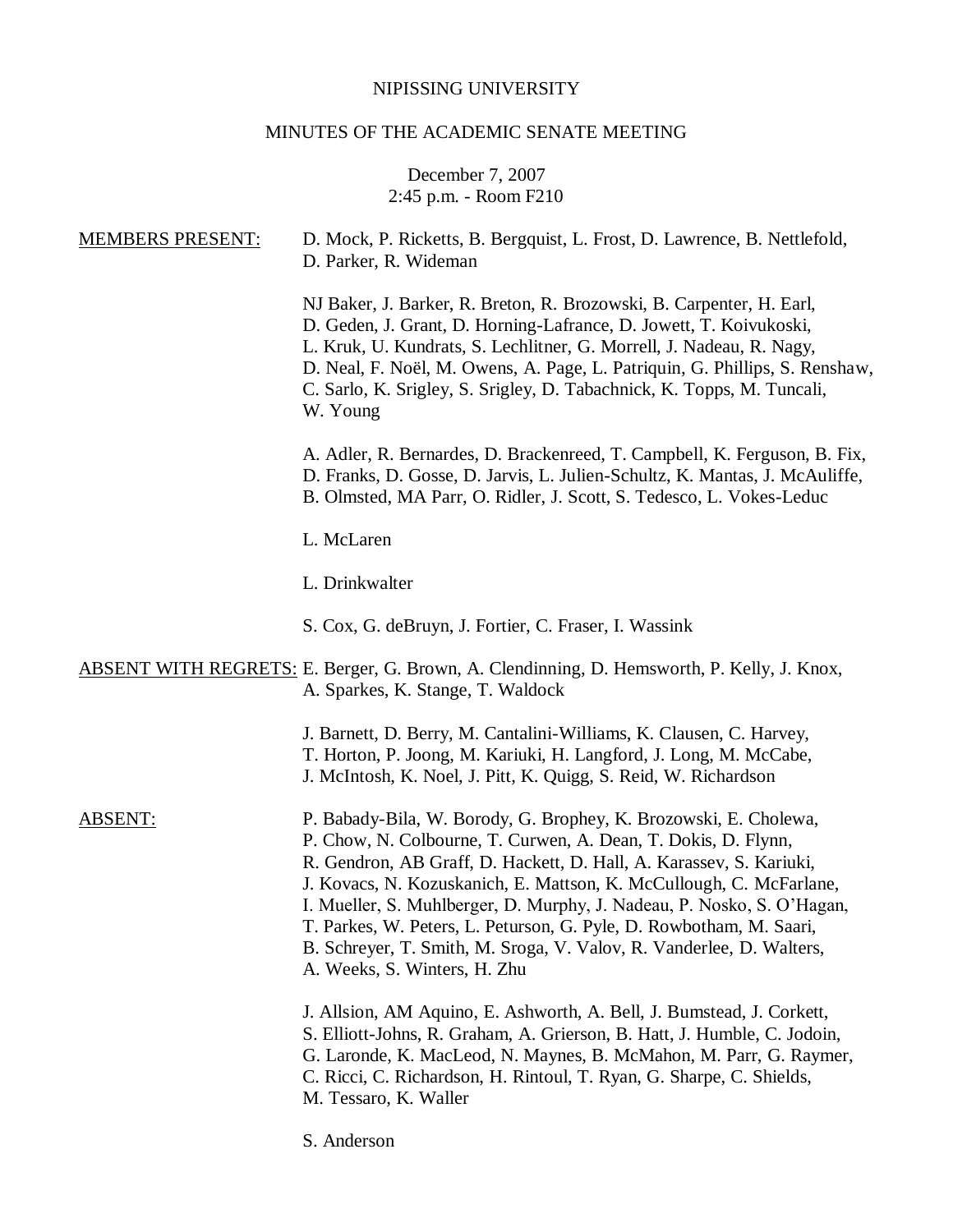NIPISSING UNIVERSITY

MINUTES OF THE ACADEMIC SENATE MEETING

December 7, 2007
2:45 p.m. - Room F210

MEMBERS PRESENT: D. Mock, P. Ricketts, B. Bergquist, L. Frost, D. Lawrence, B. Nettlefold, D. Parker, R. Wideman

NJ Baker, J. Barker, R. Breton, R. Brozowski, B. Carpenter, H. Earl, D. Geden, J. Grant, D. Horning-Lafrance, D. Jowett, T. Koivukoski, L. Kruk, U. Kundrats, S. Lechlitner, G. Morrell, J. Nadeau, R. Nagy, D. Neal, F. Noël, M. Owens, A. Page, L. Patriquin, G. Phillips, S. Renshaw, C. Sarlo, K. Srigley, S. Srigley, D. Tabachnick, K. Topps, M. Tuncali, W. Young

A. Adler, R. Bernardes, D. Brackenreed, T. Campbell, K. Ferguson, B. Fix, D. Franks, D. Gosse, D. Jarvis, L. Julien-Schultz, K. Mantas, J. McAuliffe, B. Olmsted, MA Parr, O. Ridler, J. Scott, S. Tedesco, L. Vokes-Leduc

L. McLaren

L. Drinkwalter

S. Cox, G. deBruyn, J. Fortier, C. Fraser, I. Wassink

ABSENT WITH REGRETS: E. Berger, G. Brown, A. Clendinning, D. Hemsworth, P. Kelly, J. Knox, A. Sparkes, K. Stange, T. Waldock

J. Barnett, D. Berry, M. Cantalini-Williams, K. Clausen, C. Harvey, T. Horton, P. Joong, M. Kariuki, H. Langford, J. Long, M. McCabe, J. McIntosh, K. Noel, J. Pitt, K. Quigg, S. Reid, W. Richardson

ABSENT: P. Babady-Bila, W. Borody, G. Brophey, K. Brozowski, E. Cholewa, P. Chow, N. Colbourne, T. Curwen, A. Dean, T. Dokis, D. Flynn, R. Gendron, AB Graff, D. Hackett, D. Hall, A. Karassev, S. Kariuki, J. Kovacs, N. Kozuskanich, E. Mattson, K. McCullough, C. McFarlane, I. Mueller, S. Muhlberger, D. Murphy, J. Nadeau, P. Nosko, S. O'Hagan, T. Parkes, W. Peters, L. Peturson, G. Pyle, D. Rowbotham, M. Saari, B. Schreyer, T. Smith, M. Sroga, V. Valov, R. Vanderlee, D. Walters, A. Weeks, S. Winters, H. Zhu

J. Allsion, AM Aquino, E. Ashworth, A. Bell, J. Bumstead, J. Corkett, S. Elliott-Johns, R. Graham, A. Grierson, B. Hatt, J. Humble, C. Jodoin, G. Laronde, K. MacLeod, N. Maynes, B. McMahon, M. Parr, G. Raymer, C. Ricci, C. Richardson, H. Rintoul, T. Ryan, G. Sharpe, C. Shields, M. Tessaro, K. Waller

S. Anderson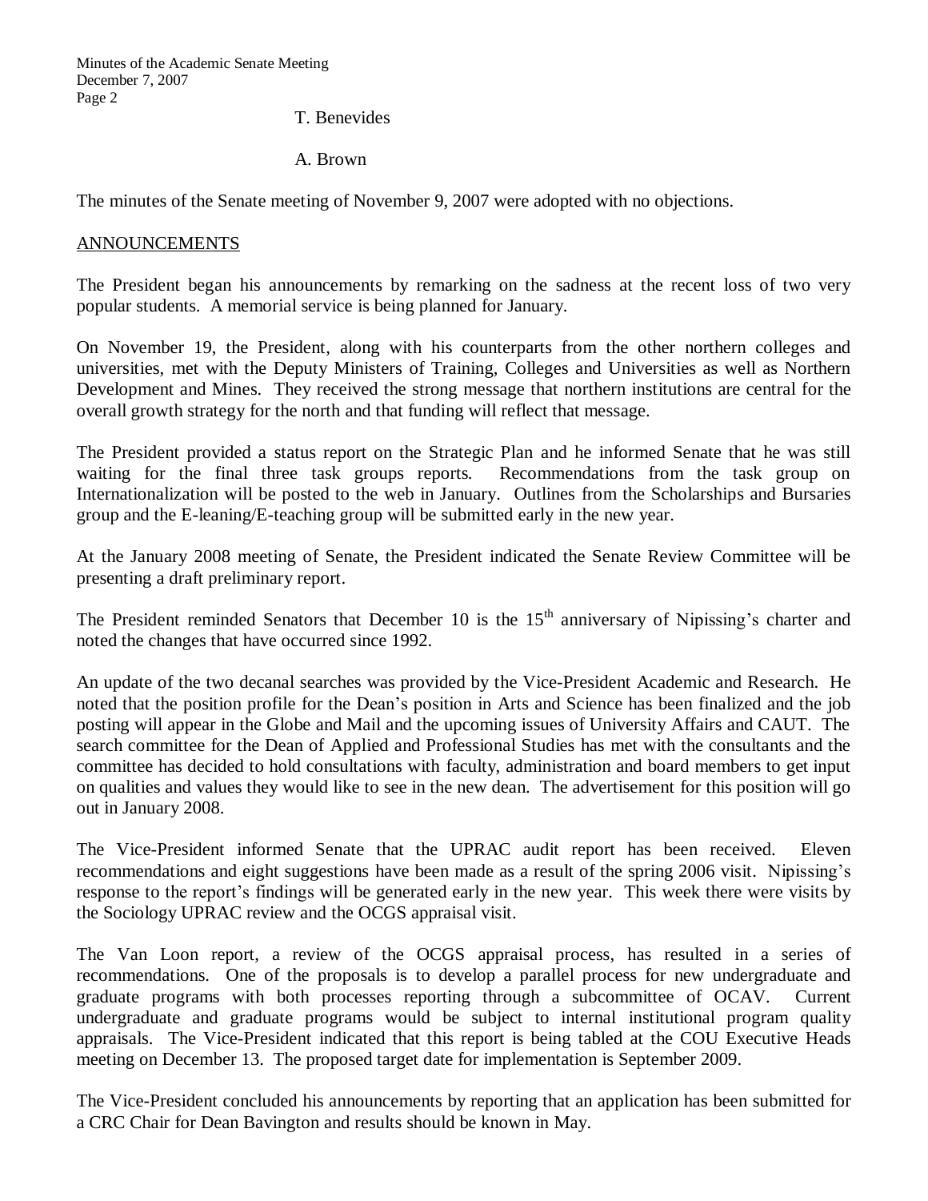T. Benevides

A. Brown

The minutes of the Senate meeting of November 9, 2007 were adopted with no objections.

## ANNOUNCEMENTS

The President began his announcements by remarking on the sadness at the recent loss of two very popular students. A memorial service is being planned for January.

On November 19, the President, along with his counterparts from the other northern colleges and universities, met with the Deputy Ministers of Training, Colleges and Universities as well as Northern Development and Mines. They received the strong message that northern institutions are central for the overall growth strategy for the north and that funding will reflect that message.

The President provided a status report on the Strategic Plan and he informed Senate that he was still waiting for the final three task groups reports. Recommendations from the task group on Internationalization will be posted to the web in January. Outlines from the Scholarships and Bursaries group and the E-leaning/E-teaching group will be submitted early in the new year.

At the January 2008 meeting of Senate, the President indicated the Senate Review Committee will be presenting a draft preliminary report.

The President reminded Senators that December 10 is the 15th anniversary of Nipissing's charter and noted the changes that have occurred since 1992.

An update of the two decanal searches was provided by the Vice-President Academic and Research. He noted that the position profile for the Dean's position in Arts and Science has been finalized and the job posting will appear in the Globe and Mail and the upcoming issues of University Affairs and CAUT. The search committee for the Dean of Applied and Professional Studies has met with the consultants and the committee has decided to hold consultations with faculty, administration and board members to get input on qualities and values they would like to see in the new dean. The advertisement for this position will go out in January 2008.

The Vice-President informed Senate that the UPRAC audit report has been received. Eleven recommendations and eight suggestions have been made as a result of the spring 2006 visit. Nipissing's response to the report's findings will be generated early in the new year. This week there were visits by the Sociology UPRAC review and the OCGS appraisal visit.

The Van Loon report, a review of the OCGS appraisal process, has resulted in a series of recommendations. One of the proposals is to develop a parallel process for new undergraduate and graduate programs with both processes reporting through a subcommittee of OCAV. Current undergraduate and graduate programs would be subject to internal institutional program quality appraisals. The Vice-President indicated that this report is being tabled at the COU Executive Heads meeting on December 13. The proposed target date for implementation is September 2009.

The Vice-President concluded his announcements by reporting that an application has been submitted for a CRC Chair for Dean Bavington and results should be known in May.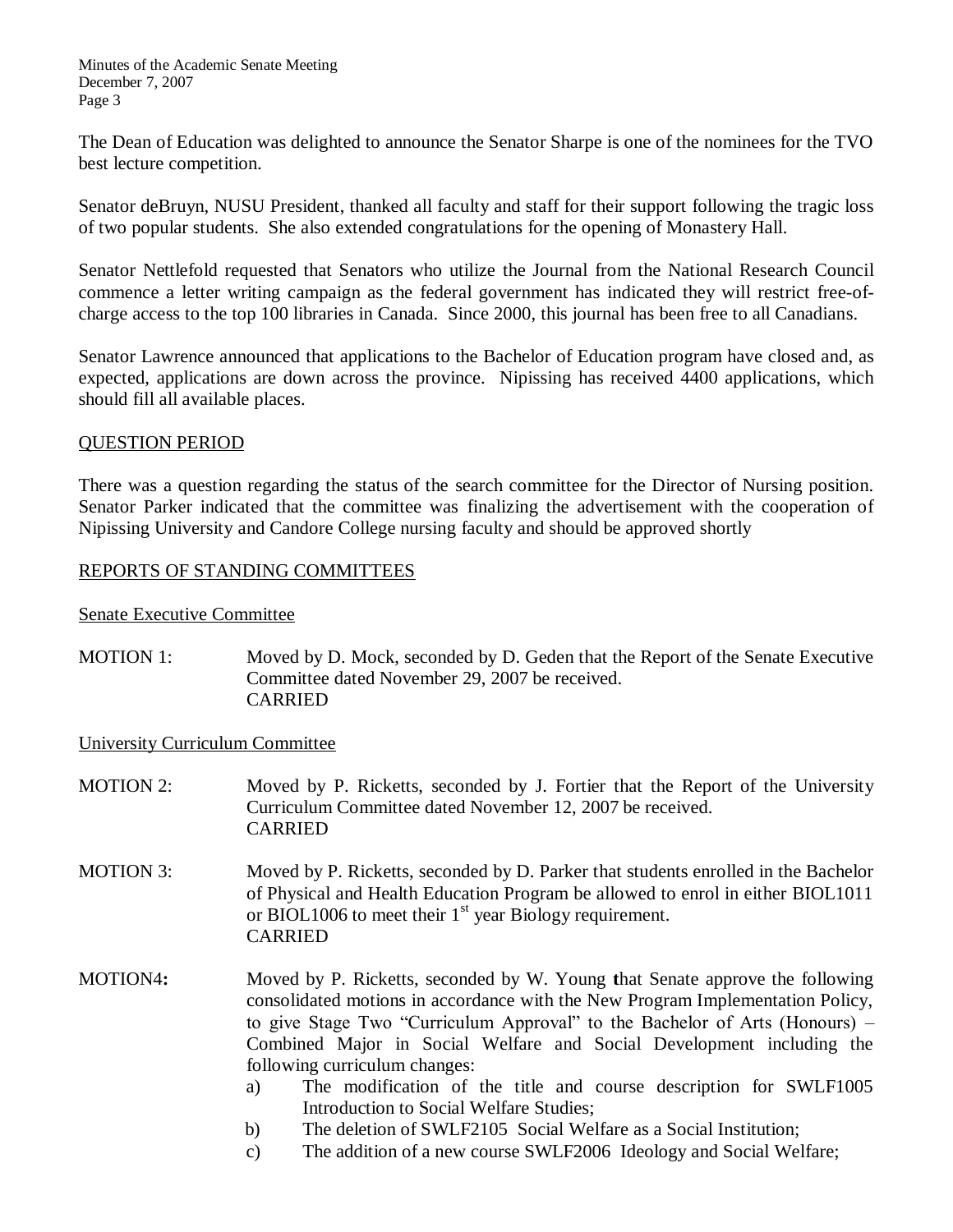The Dean of Education was delighted to announce the Senator Sharpe is one of the nominees for the TVO best lecture competition.

Senator deBruyn, NUSU President, thanked all faculty and staff for their support following the tragic loss of two popular students. She also extended congratulations for the opening of Monastery Hall.

Senator Nettlefold requested that Senators who utilize the Journal from the National Research Council commence a letter writing campaign as the federal government has indicated they will restrict free-of-charge access to the top 100 libraries in Canada. Since 2000, this journal has been free to all Canadians.

Senator Lawrence announced that applications to the Bachelor of Education program have closed and, as expected, applications are down across the province. Nipissing has received 4400 applications, which should fill all available places.

## QUESTION PERIOD

There was a question regarding the status of the search committee for the Director of Nursing position. Senator Parker indicated that the committee was finalizing the advertisement with the cooperation of Nipissing University and Candore College nursing faculty and should be approved shortly

## REPORTS OF STANDING COMMITTEES

### Senate Executive Committee

MOTION 1: Moved by D. Mock, seconded by D. Geden that the Report of the Senate Executive Committee dated November 29, 2007 be received.
CARRIED

### University Curriculum Committee

MOTION 2: Moved by P. Ricketts, seconded by J. Fortier that the Report of the University Curriculum Committee dated November 12, 2007 be received.
CARRIED

MOTION 3: Moved by P. Ricketts, seconded by D. Parker that students enrolled in the Bachelor of Physical and Health Education Program be allowed to enrol in either BIOL1011 or BIOL1006 to meet their 1st year Biology requirement.
CARRIED

**MOTION4:** Moved by P. Ricketts, seconded by W. Young that Senate approve the following consolidated motions in accordance with the New Program Implementation Policy, to give Stage Two "Curriculum Approval" to the Bachelor of Arts (Honours) – Combined Major in Social Welfare and Social Development including the following curriculum changes:

a) The modification of the title and course description for SWLF1005 Introduction to Social Welfare Studies;
b) The deletion of SWLF2105 Social Welfare as a Social Institution;
c) The addition of a new course SWLF2006 Ideology and Social Welfare;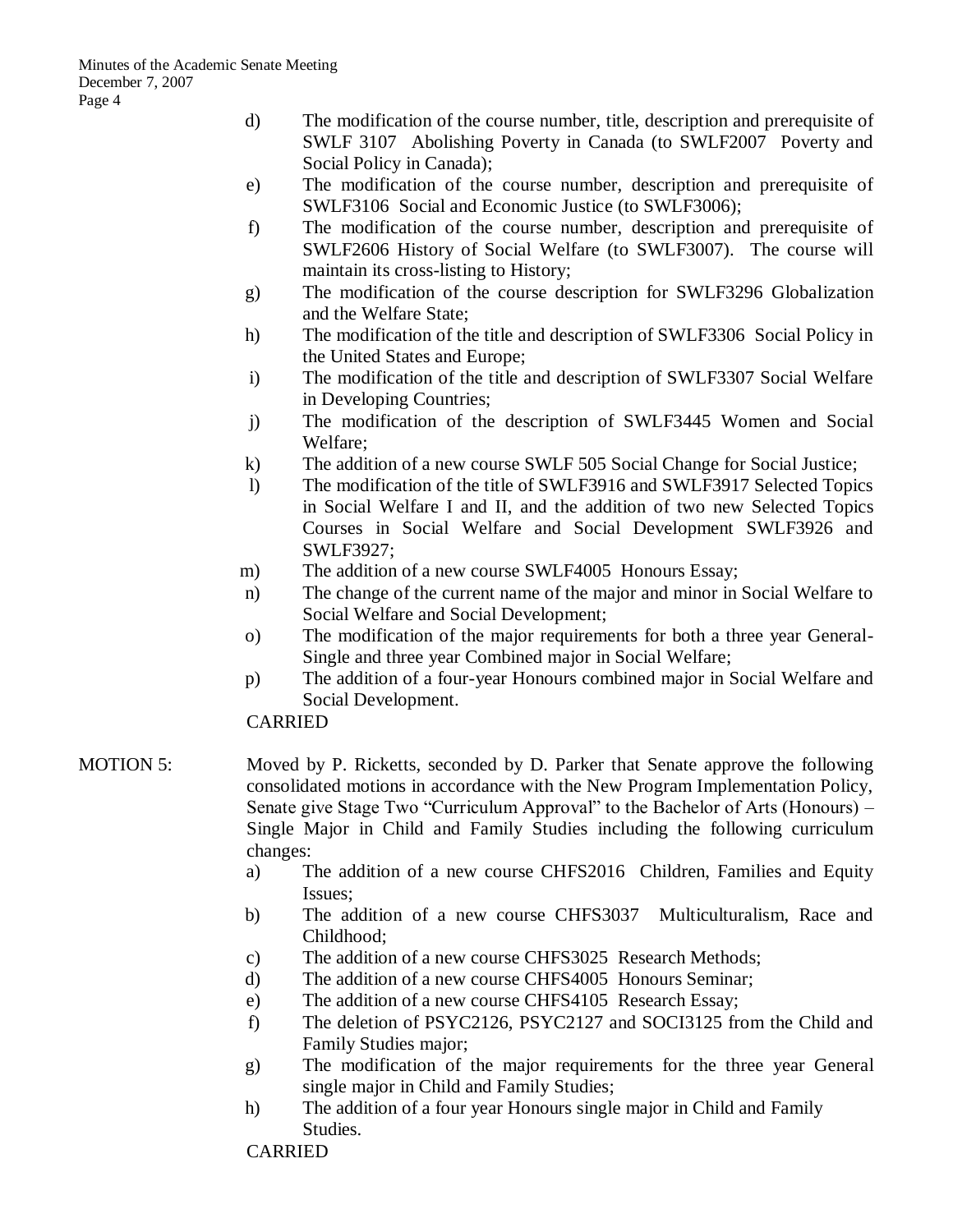d) The modification of the course number, title, description and prerequisite of SWLF 3107 Abolishing Poverty in Canada (to SWLF2007 Poverty and Social Policy in Canada);

e) The modification of the course number, description and prerequisite of SWLF3106 Social and Economic Justice (to SWLF3006);

f) The modification of the course number, description and prerequisite of SWLF2606 History of Social Welfare (to SWLF3007). The course will maintain its cross-listing to History;

g) The modification of the course description for SWLF3296 Globalization and the Welfare State;

h) The modification of the title and description of SWLF3306 Social Policy in the United States and Europe;

i) The modification of the title and description of SWLF3307 Social Welfare in Developing Countries;

j) The modification of the description of SWLF3445 Women and Social Welfare;

k) The addition of a new course SWLF 505 Social Change for Social Justice;

l) The modification of the title of SWLF3916 and SWLF3917 Selected Topics in Social Welfare I and II, and the addition of two new Selected Topics Courses in Social Welfare and Social Development SWLF3926 and SWLF3927;

m) The addition of a new course SWLF4005 Honours Essay;

n) The change of the current name of the major and minor in Social Welfare to Social Welfare and Social Development;

o) The modification of the major requirements for both a three year General-Single and three year Combined major in Social Welfare;

p) The addition of a four-year Honours combined major in Social Welfare and Social Development.

CARRIED

MOTION 5: Moved by P. Ricketts, seconded by D. Parker that Senate approve the following consolidated motions in accordance with the New Program Implementation Policy, Senate give Stage Two "Curriculum Approval" to the Bachelor of Arts (Honours) – Single Major in Child and Family Studies including the following curriculum changes:

a) The addition of a new course CHFS2016 Children, Families and Equity Issues;

b) The addition of a new course CHFS3037 Multiculturalism, Race and Childhood;

c) The addition of a new course CHFS3025 Research Methods;

d) The addition of a new course CHFS4005 Honours Seminar;

e) The addition of a new course CHFS4105 Research Essay;

f) The deletion of PSYC2126, PSYC2127 and SOCI3125 from the Child and Family Studies major;

g) The modification of the major requirements for the three year General single major in Child and Family Studies;

h) The addition of a four year Honours single major in Child and Family Studies.

CARRIED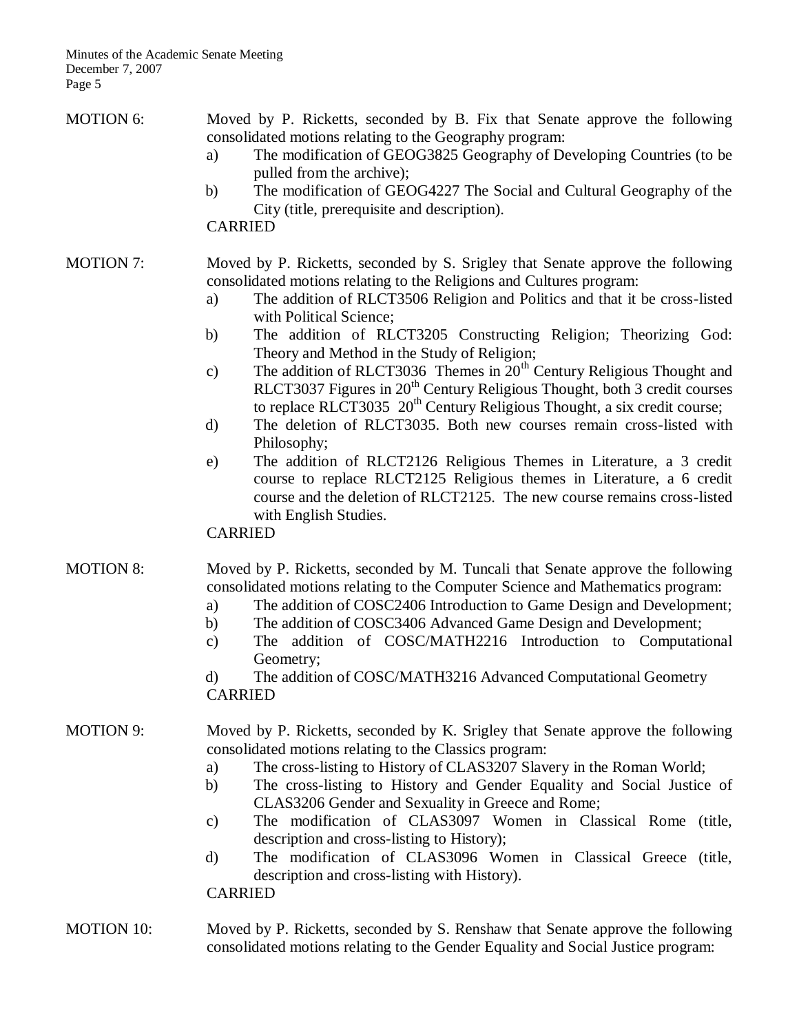MOTION 6: Moved by P. Ricketts, seconded by B. Fix that Senate approve the following consolidated motions relating to the Geography program:

a) The modification of GEOG3825 Geography of Developing Countries (to be pulled from the archive);
b) The modification of GEOG4227 The Social and Cultural Geography of the City (title, prerequisite and description).

CARRIED

MOTION 7: Moved by P. Ricketts, seconded by S. Srigley that Senate approve the following consolidated motions relating to the Religions and Cultures program:

a) The addition of RLCT3506 Religion and Politics and that it be cross-listed with Political Science;
b) The addition of RLCT3205 Constructing Religion; Theorizing God: Theory and Method in the Study of Religion;
c) The addition of RLCT3036 Themes in 20th Century Religious Thought and RLCT3037 Figures in 20th Century Religious Thought, both 3 credit courses to replace RLCT3035 20th Century Religious Thought, a six credit course;
d) The deletion of RLCT3035. Both new courses remain cross-listed with Philosophy;
e) The addition of RLCT2126 Religious Themes in Literature, a 3 credit course to replace RLCT2125 Religious themes in Literature, a 6 credit course and the deletion of RLCT2125. The new course remains cross-listed with English Studies.

CARRIED

MOTION 8: Moved by P. Ricketts, seconded by M. Tuncali that Senate approve the following consolidated motions relating to the Computer Science and Mathematics program:

a) The addition of COSC2406 Introduction to Game Design and Development;
b) The addition of COSC3406 Advanced Game Design and Development;
c) The addition of COSC/MATH2216 Introduction to Computational Geometry;
d) The addition of COSC/MATH3216 Advanced Computational Geometry

CARRIED

MOTION 9: Moved by P. Ricketts, seconded by K. Srigley that Senate approve the following consolidated motions relating to the Classics program:

a) The cross-listing to History of CLAS3207 Slavery in the Roman World;
b) The cross-listing to History and Gender Equality and Social Justice of CLAS3206 Gender and Sexuality in Greece and Rome;
c) The modification of CLAS3097 Women in Classical Rome (title, description and cross-listing to History);
d) The modification of CLAS3096 Women in Classical Greece (title, description and cross-listing with History).

CARRIED

MOTION 10: Moved by P. Ricketts, seconded by S. Renshaw that Senate approve the following consolidated motions relating to the Gender Equality and Social Justice program: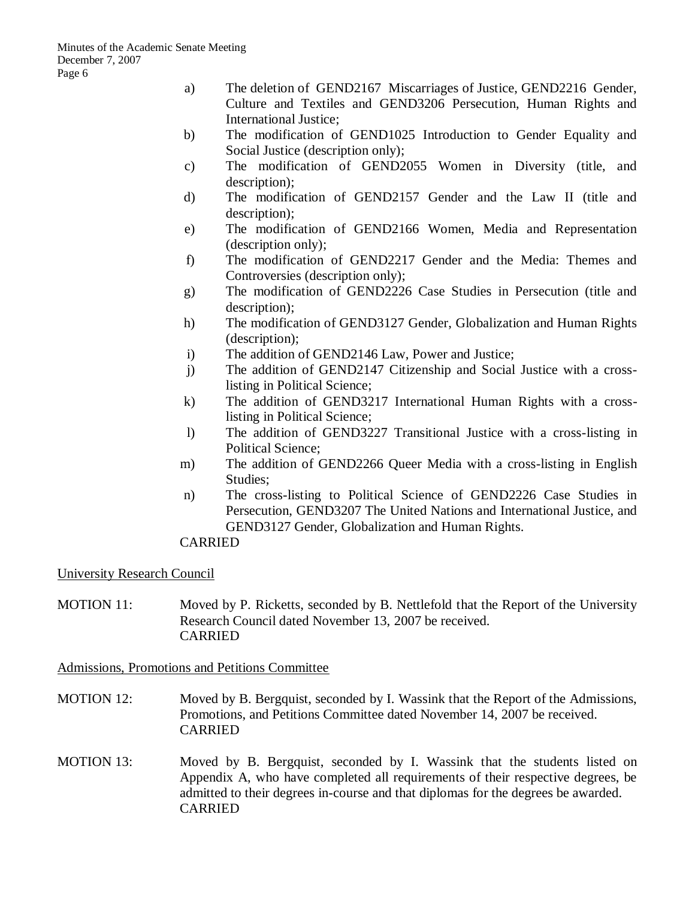a) The deletion of GEND2167 Miscarriages of Justice, GEND2216 Gender, Culture and Textiles and GEND3206 Persecution, Human Rights and International Justice;
b) The modification of GEND1025 Introduction to Gender Equality and Social Justice (description only);
c) The modification of GEND2055 Women in Diversity (title, and description);
d) The modification of GEND2157 Gender and the Law II (title and description);
e) The modification of GEND2166 Women, Media and Representation (description only);
f) The modification of GEND2217 Gender and the Media: Themes and Controversies (description only);
g) The modification of GEND2226 Case Studies in Persecution (title and description);
h) The modification of GEND3127 Gender, Globalization and Human Rights (description);
i) The addition of GEND2146 Law, Power and Justice;
j) The addition of GEND2147 Citizenship and Social Justice with a cross-listing in Political Science;
k) The addition of GEND3217 International Human Rights with a cross-listing in Political Science;
l) The addition of GEND3227 Transitional Justice with a cross-listing in Political Science;
m) The addition of GEND2266 Queer Media with a cross-listing in English Studies;
n) The cross-listing to Political Science of GEND2226 Case Studies in Persecution, GEND3207 The United Nations and International Justice, and GEND3127 Gender, Globalization and Human Rights.

CARRIED

University Research Council

MOTION 11: Moved by P. Ricketts, seconded by B. Nettlefold that the Report of the University Research Council dated November 13, 2007 be received.
CARRIED

Admissions, Promotions and Petitions Committee

MOTION 12: Moved by B. Bergquist, seconded by I. Wassink that the Report of the Admissions, Promotions, and Petitions Committee dated November 14, 2007 be received.
CARRIED

MOTION 13: Moved by B. Bergquist, seconded by I. Wassink that the students listed on Appendix A, who have completed all requirements of their respective degrees, be admitted to their degrees in-course and that diplomas for the degrees be awarded.
CARRIED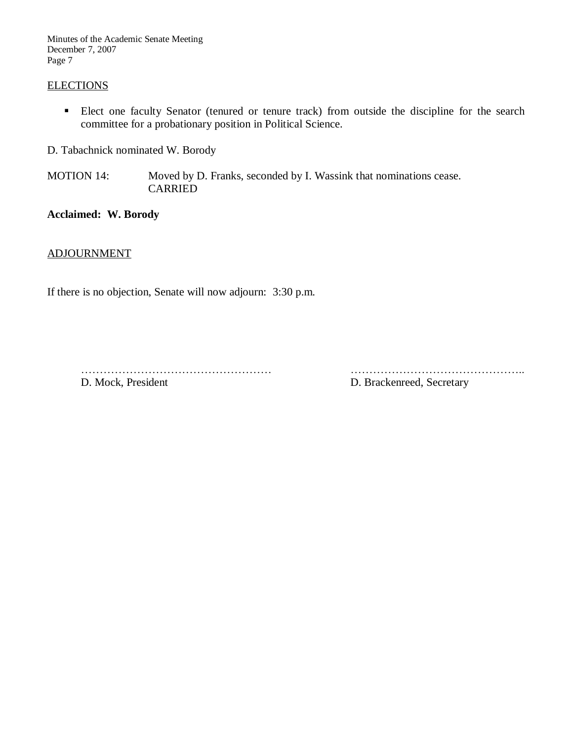## ELECTIONS

- Elect one faculty Senator (tenured or tenure track) from outside the discipline for the search committee for a probationary position in Political Science.

D. Tabachnick nominated W. Borody

MOTION 14: Moved by D. Franks, seconded by I. Wassink that nominations cease. CARRIED

**Acclaimed: W. Borody**

## ADJOURNMENT

If there is no objection, Senate will now adjourn: 3:30 p.m.

……………………………………………
D. Mock, President

………………………………………..
D. Brackenreed, Secretary